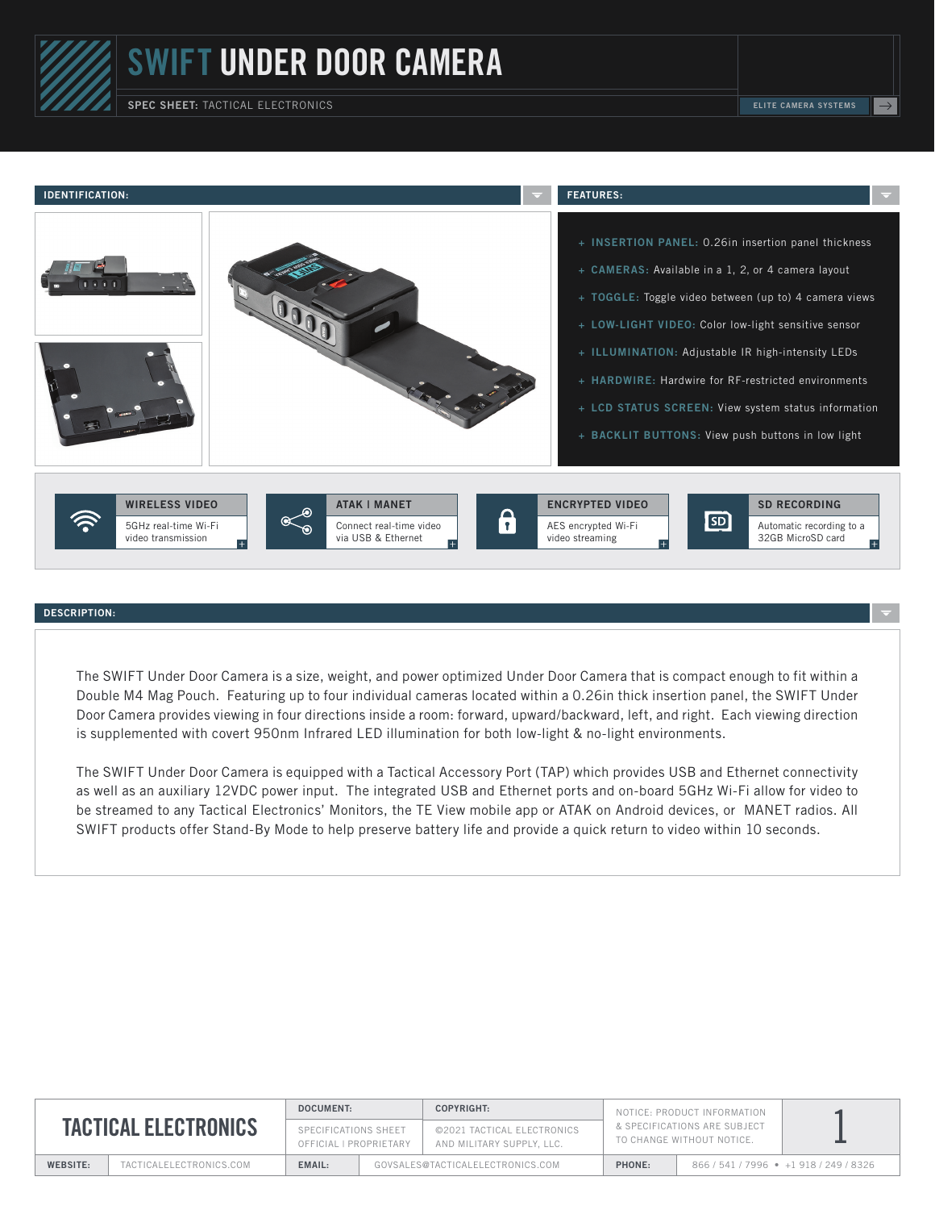# SWIFT UNDER DOOR CAMERA

**SPEC SHEET:** TACTICAL ELECTRONICS

ELITE CAMERA SYSTEMS

## IDENTIFICATION:

## FEATURES:

- **INSERTION PANEL:** 0.26in insertion panel thickness
- **CAMERAS:** Available in a 1, 2, or 4 camera layout
- **TOGGLE:** Toggle video between (up to) 4 camera views
- **LOW-LIGHT VIDEO:** Color low-light sensitive sensor
- **ILLUMINATION:** Adjustable IR high-intensity LEDs
- **HARDWIRE:** Hardwire for RF-restricted environments
- **LCD STATUS SCREEN:** View system status information
- **BACKLIT BUTTONS:** View push buttons in low light

**WIRELESS VIDEO**
5GHz real-time Wi-Fi video transmission

**ATAK | MANET**
Connect real-time video via USB & Ethernet

**ENCRYPTED VIDEO**
AES encrypted Wi-Fi video streaming

**SD RECORDING**
Automatic recording to a 32GB MicroSD card

## DESCRIPTION:

The SWIFT Under Door Camera is a size, weight, and power optimized Under Door Camera that is compact enough to fit within a Double M4 Mag Pouch. Featuring up to four individual cameras located within a 0.26in thick insertion panel, the SWIFT Under Door Camera provides viewing in four directions inside a room: forward, upward/backward, left, and right. Each viewing direction is supplemented with covert 950nm Infrared LED illumination for both low-light & no-light environments.

The SWIFT Under Door Camera is equipped with a Tactical Accessory Port (TAP) which provides USB and Ethernet connectivity as well as an auxiliary 12VDC power input. The integrated USB and Ethernet ports and on-board 5GHz Wi-Fi allow for video to be streamed to any Tactical Electronics' Monitors, the TE View mobile app or ATAK on Android devices, or MANET radios. All SWIFT products offer Stand-By Mode to help preserve battery life and provide a quick return to video within 10 seconds.

**TACTICAL ELECTRONICS**

**DOCUMENT:** SPECIFICATIONS SHEET OFFICIAL | PROPRIETARY

**COPYRIGHT:** ©2021 TACTICAL ELECTRONICS AND MILITARY SUPPLY, LLC.

NOTICE: PRODUCT INFORMATION & SPECIFICATIONS ARE SUBJECT TO CHANGE WITHOUT NOTICE.

**WEBSITE:** TACTICALELECTRONICS.COM | **EMAIL:** GOVSALES@TACTICALELECTRONICS.COM | **PHONE:** 866 / 541 / 7996 • +1 918 / 249 / 8326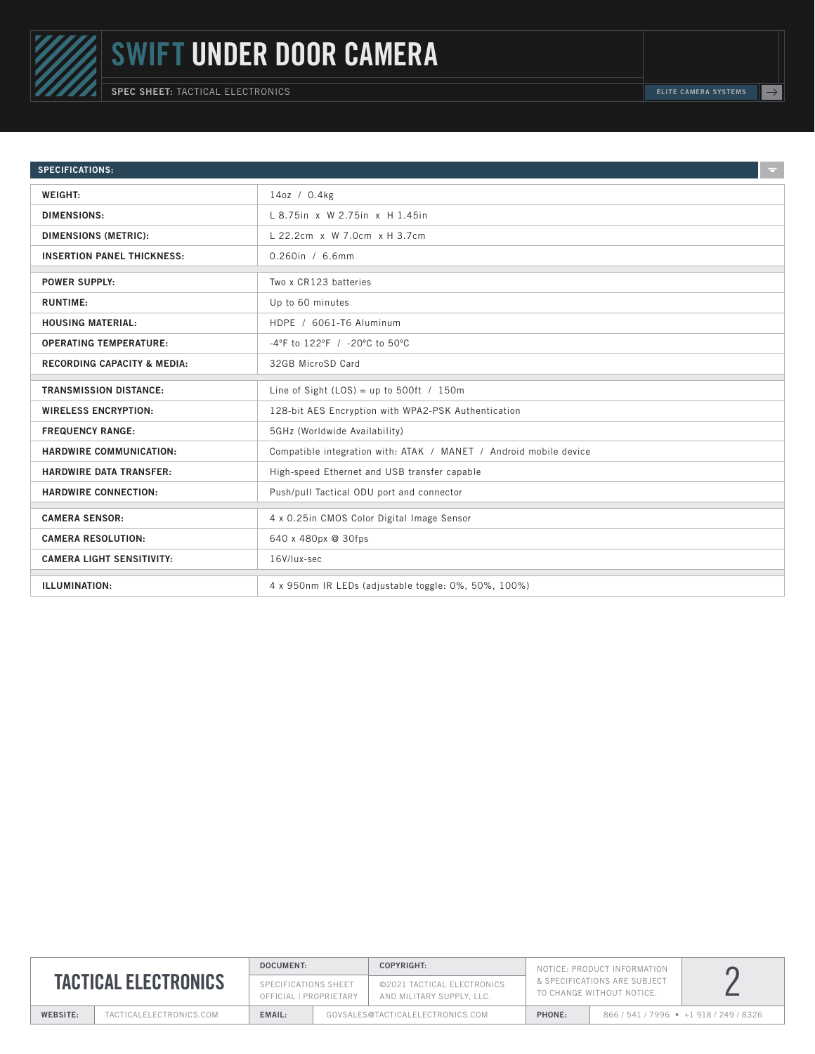# SWIFT UNDER DOOR CAMERA

**SPEC SHEET:** TACTICAL ELECTRONICS

ELITE CAMERA SYSTEMS

## SPECIFICATIONS:

| | |
|---|---|
| **WEIGHT:** | 14oz / 0.4kg |
| **DIMENSIONS:** | L 8.75in x W 2.75in x H 1.45in |
| **DIMENSIONS (METRIC):** | L 22.2cm x W 7.0cm x H 3.7cm |
| **INSERTION PANEL THICKNESS:** | 0.260in / 6.6mm |
| **POWER SUPPLY:** | Two x CR123 batteries |
| **RUNTIME:** | Up to 60 minutes |
| **HOUSING MATERIAL:** | HDPE / 6061-T6 Aluminum |
| **OPERATING TEMPERATURE:** | -4°F to 122°F / -20°C to 50°C |
| **RECORDING CAPACITY & MEDIA:** | 32GB MicroSD Card |
| **TRANSMISSION DISTANCE:** | Line of Sight (LOS) = up to 500ft / 150m |
| **WIRELESS ENCRYPTION:** | 128-bit AES Encryption with WPA2-PSK Authentication |
| **FREQUENCY RANGE:** | 5GHz (Worldwide Availability) |
| **HARDWIRE COMMUNICATION:** | Compatible integration with: ATAK / MANET / Android mobile device |
| **HARDWIRE DATA TRANSFER:** | High-speed Ethernet and USB transfer capable |
| **HARDWIRE CONNECTION:** | Push/pull Tactical ODU port and connector |
| **CAMERA SENSOR:** | 4 x 0.25in CMOS Color Digital Image Sensor |
| **CAMERA RESOLUTION:** | 640 x 480px @ 30fps |
| **CAMERA LIGHT SENSITIVITY:** | 16V/lux-sec |
| **ILLUMINATION:** | 4 x 950nm IR LEDs (adjustable toggle: 0%, 50%, 100%) |

**TACTICAL ELECTRONICS**

**DOCUMENT:** SPECIFICATIONS SHEET OFFICIAL | PROPRIETARY

**COPYRIGHT:** ©2021 TACTICAL ELECTRONICS AND MILITARY SUPPLY, LLC.

NOTICE: PRODUCT INFORMATION & SPECIFICATIONS ARE SUBJECT TO CHANGE WITHOUT NOTICE.

**WEBSITE:** TACTICALELECTRONICS.COM | **EMAIL:** GOVSALES@TACTICALELECTRONICS.COM | **PHONE:** 866 / 541 / 7996 • +1 918 / 249 / 8326